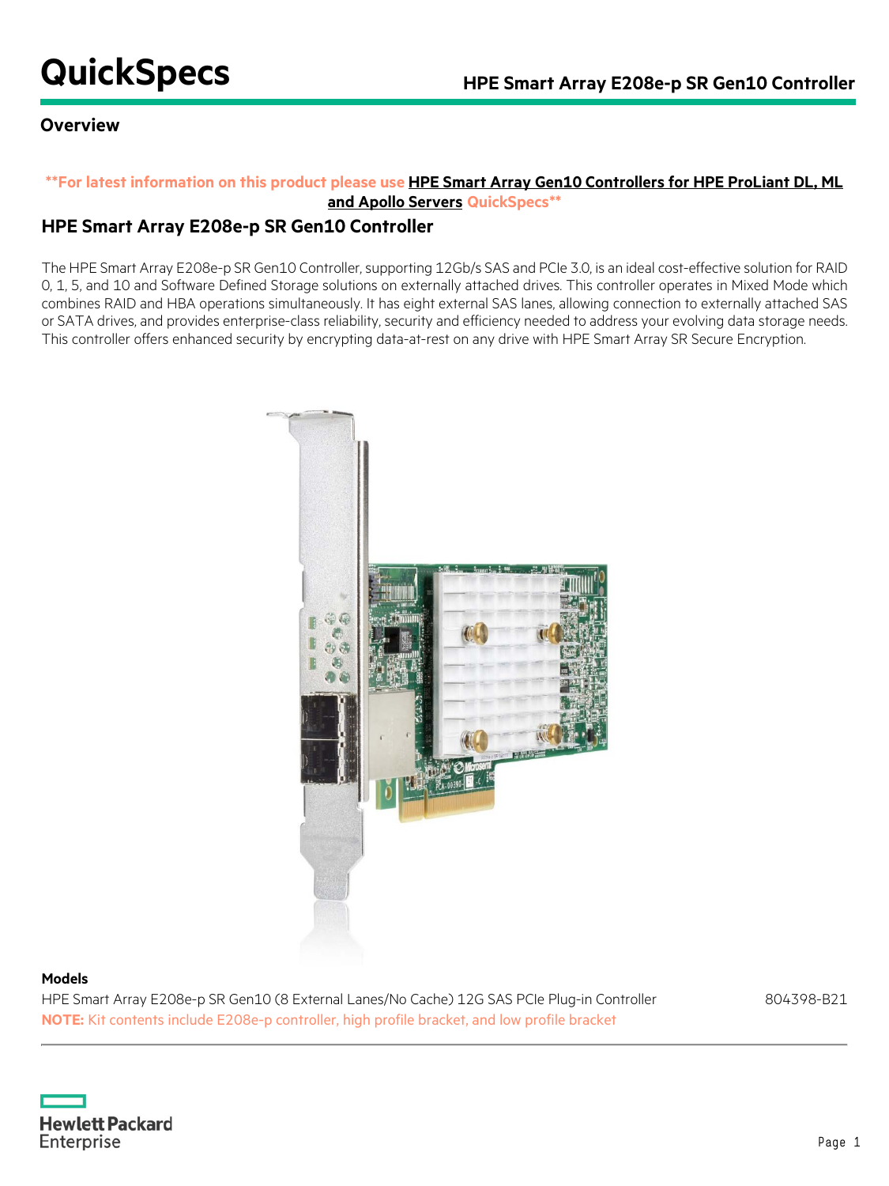# QuickSpecs

## HPE Smart Array E208e-p SR Gen10 Controller

### Overview

**For latest information on this product please use HPE Smart Array Gen10 Controllers for HPE ProLiant DL, ML and Apollo Servers QuickSpecs**

### HPE Smart Array E208e-p SR Gen10 Controller

The HPE Smart Array E208e-p SR Gen10 Controller, supporting 12Gb/s SAS and PCIe 3.0, is an ideal cost-effective solution for RAID 0, 1, 5, and 10 and Software Defined Storage solutions on externally attached drives. This controller operates in Mixed Mode which combines RAID and HBA operations simultaneously. It has eight external SAS lanes, allowing connection to externally attached SAS or SATA drives, and provides enterprise-class reliability, security and efficiency needed to address your evolving data storage needs. This controller offers enhanced security by encrypting data-at-rest on any drive with HPE Smart Array SR Secure Encryption.

**Models**

| | |
|---|---|
| HPE Smart Array E208e-p SR Gen10 (8 External Lanes/No Cache) 12G SAS PCIe Plug-in Controller | 804398-B21 |

**NOTE:** Kit contents include E208e-p controller, high profile bracket, and low profile bracket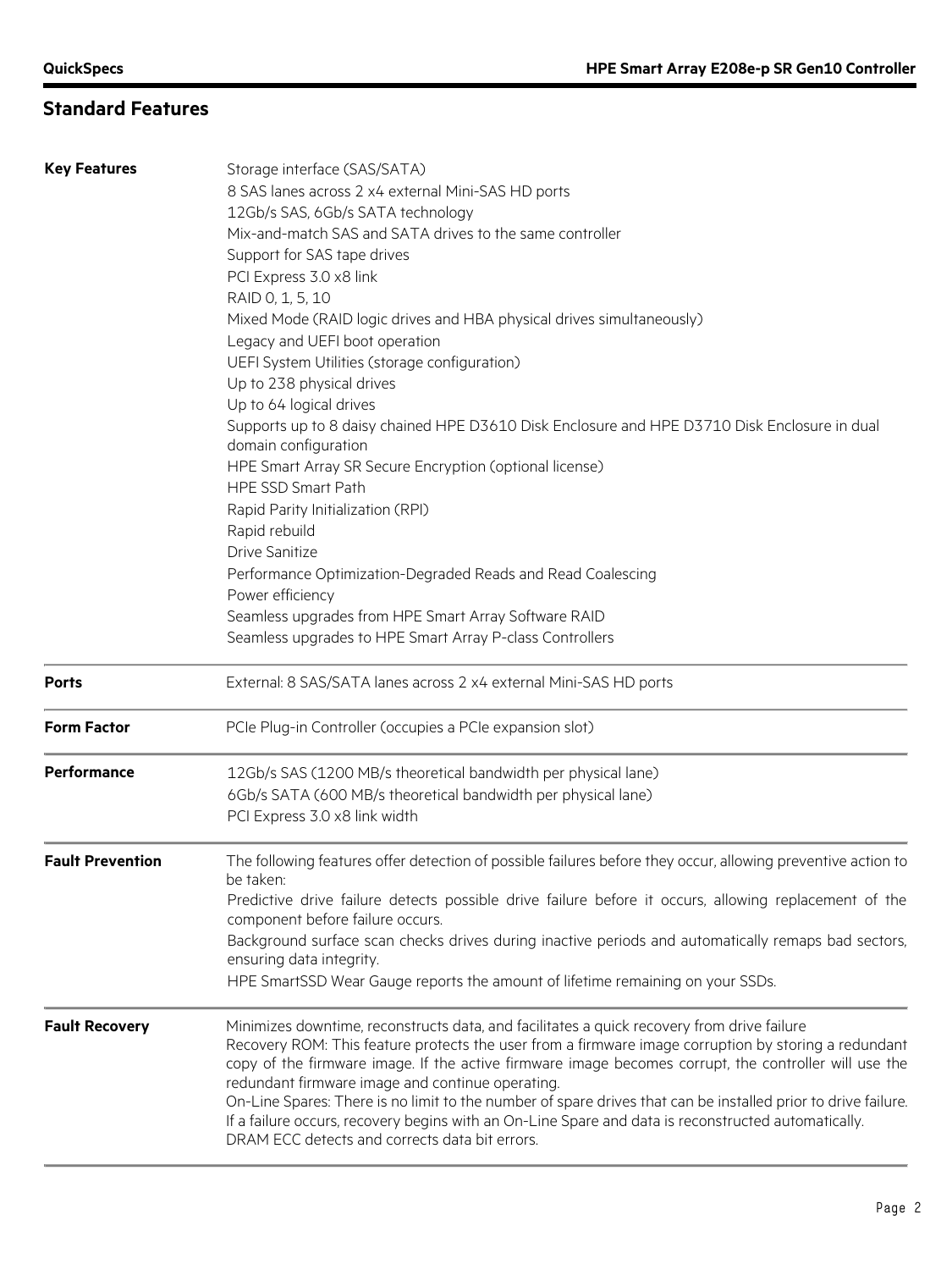## Standard Features

| | |
|---|---|
| **Key Features** | Storage interface (SAS/SATA)<br>8 SAS lanes across 2 x4 external Mini-SAS HD ports<br>12Gb/s SAS, 6Gb/s SATA technology<br>Mix-and-match SAS and SATA drives to the same controller<br>Support for SAS tape drives<br>PCI Express 3.0 x8 link<br>RAID 0, 1, 5, 10<br>Mixed Mode (RAID logic drives and HBA physical drives simultaneously)<br>Legacy and UEFI boot operation<br>UEFI System Utilities (storage configuration)<br>Up to 238 physical drives<br>Up to 64 logical drives<br>Supports up to 8 daisy chained HPE D3610 Disk Enclosure and HPE D3710 Disk Enclosure in dual domain configuration<br>HPE Smart Array SR Secure Encryption (optional license)<br>HPE SSD Smart Path<br>Rapid Parity Initialization (RPI)<br>Rapid rebuild<br>Drive Sanitize<br>Performance Optimization-Degraded Reads and Read Coalescing<br>Power efficiency<br>Seamless upgrades from HPE Smart Array Software RAID<br>Seamless upgrades to HPE Smart Array P-class Controllers |
| **Ports** | External: 8 SAS/SATA lanes across 2 x4 external Mini-SAS HD ports |
| **Form Factor** | PCIe Plug-in Controller (occupies a PCIe expansion slot) |
| **Performance** | 12Gb/s SAS (1200 MB/s theoretical bandwidth per physical lane)<br>6Gb/s SATA (600 MB/s theoretical bandwidth per physical lane)<br>PCI Express 3.0 x8 link width |
| **Fault Prevention** | The following features offer detection of possible failures before they occur, allowing preventive action to be taken:<br>Predictive drive failure detects possible drive failure before it occurs, allowing replacement of the component before failure occurs.<br>Background surface scan checks drives during inactive periods and automatically remaps bad sectors, ensuring data integrity.<br>HPE SmartSSD Wear Gauge reports the amount of lifetime remaining on your SSDs. |
| **Fault Recovery** | Minimizes downtime, reconstructs data, and facilitates a quick recovery from drive failure<br>Recovery ROM: This feature protects the user from a firmware image corruption by storing a redundant copy of the firmware image. If the active firmware image becomes corrupt, the controller will use the redundant firmware image and continue operating.<br>On-Line Spares: There is no limit to the number of spare drives that can be installed prior to drive failure. If a failure occurs, recovery begins with an On-Line Spare and data is reconstructed automatically.<br>DRAM ECC detects and corrects data bit errors. |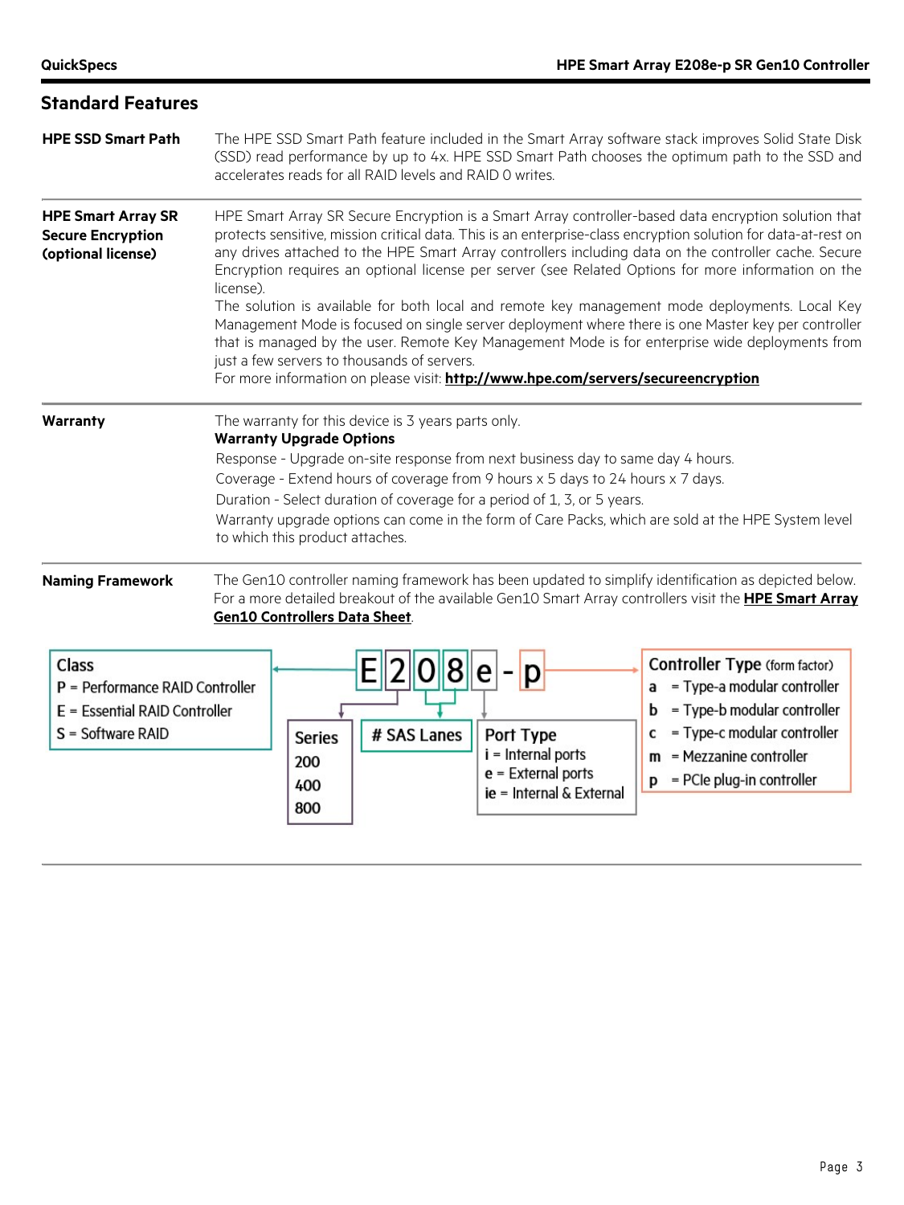## Standard Features

**HPE SSD Smart Path**

The HPE SSD Smart Path feature included in the Smart Array software stack improves Solid State Disk (SSD) read performance by up to 4x. HPE SSD Smart Path chooses the optimum path to the SSD and accelerates reads for all RAID levels and RAID 0 writes.

**HPE Smart Array SR Secure Encryption (optional license)**

HPE Smart Array SR Secure Encryption is a Smart Array controller-based data encryption solution that protects sensitive, mission critical data. This is an enterprise-class encryption solution for data-at-rest on any drives attached to the HPE Smart Array controllers including data on the controller cache. Secure Encryption requires an optional license per server (see Related Options for more information on the license).

The solution is available for both local and remote key management mode deployments. Local Key Management Mode is focused on single server deployment where there is one Master key per controller that is managed by the user. Remote Key Management Mode is for enterprise wide deployments from just a few servers to thousands of servers.

For more information on please visit: **http://www.hpe.com/servers/secureencryption**

**Warranty**

The warranty for this device is 3 years parts only.

**Warranty Upgrade Options**

Response - Upgrade on-site response from next business day to same day 4 hours.

Coverage - Extend hours of coverage from 9 hours x 5 days to 24 hours x 7 days.

Duration - Select duration of coverage for a period of 1, 3, or 5 years.

Warranty upgrade options can come in the form of Care Packs, which are sold at the HPE System level to which this product attaches.

**Naming Framework**

The Gen10 controller naming framework has been updated to simplify identification as depicted below. For a more detailed breakout of the available Gen10 Smart Array controllers visit the **HPE Smart Array Gen10 Controllers Data Sheet**.

**E 2 0 8 e - p**

- **E** → **Class**
  - P = Performance RAID Controller
  - E = Essential RAID Controller
  - S = Software RAID
- **2** → **Series**
  - 200
  - 400
  - 800
- **08** → **# SAS Lanes**
- **e** → **Port Type**
  - i = Internal ports
  - e = External ports
  - ie = Internal & External
- **p** → **Controller Type** (form factor)
  - a = Type-a modular controller
  - b = Type-b modular controller
  - c = Type-c modular controller
  - m = Mezzanine controller
  - p = PCIe plug-in controller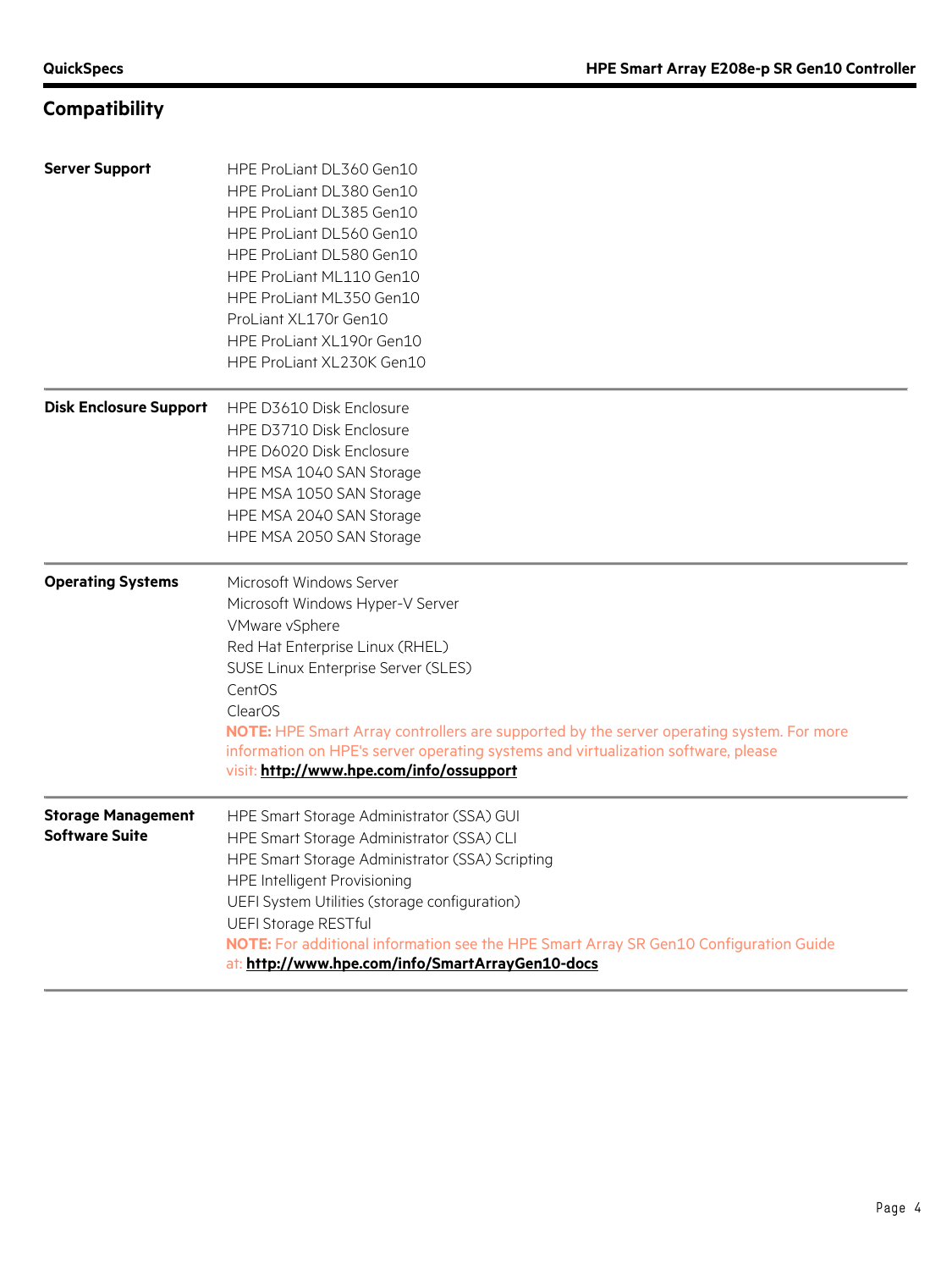## Compatibility

| | |
|---|---|
| **Server Support** | HPE ProLiant DL360 Gen10<br>HPE ProLiant DL380 Gen10<br>HPE ProLiant DL385 Gen10<br>HPE ProLiant DL560 Gen10<br>HPE ProLiant DL580 Gen10<br>HPE ProLiant ML110 Gen10<br>HPE ProLiant ML350 Gen10<br>ProLiant XL170r Gen10<br>HPE ProLiant XL190r Gen10<br>HPE ProLiant XL230K Gen10 |
| **Disk Enclosure Support** | HPE D3610 Disk Enclosure<br>HPE D3710 Disk Enclosure<br>HPE D6020 Disk Enclosure<br>HPE MSA 1040 SAN Storage<br>HPE MSA 1050 SAN Storage<br>HPE MSA 2040 SAN Storage<br>HPE MSA 2050 SAN Storage |
| **Operating Systems** | Microsoft Windows Server<br>Microsoft Windows Hyper-V Server<br>VMware vSphere<br>Red Hat Enterprise Linux (RHEL)<br>SUSE Linux Enterprise Server (SLES)<br>CentOS<br>ClearOS<br>**NOTE:** HPE Smart Array controllers are supported by the server operating system. For more information on HPE's server operating systems and virtualization software, please visit: **http://www.hpe.com/info/ossupport** |
| **Storage Management Software Suite** | HPE Smart Storage Administrator (SSA) GUI<br>HPE Smart Storage Administrator (SSA) CLI<br>HPE Smart Storage Administrator (SSA) Scripting<br>HPE Intelligent Provisioning<br>UEFI System Utilities (storage configuration)<br>UEFI Storage RESTful<br>**NOTE:** For additional information see the HPE Smart Array SR Gen10 Configuration Guide at: **http://www.hpe.com/info/SmartArrayGen10-docs** |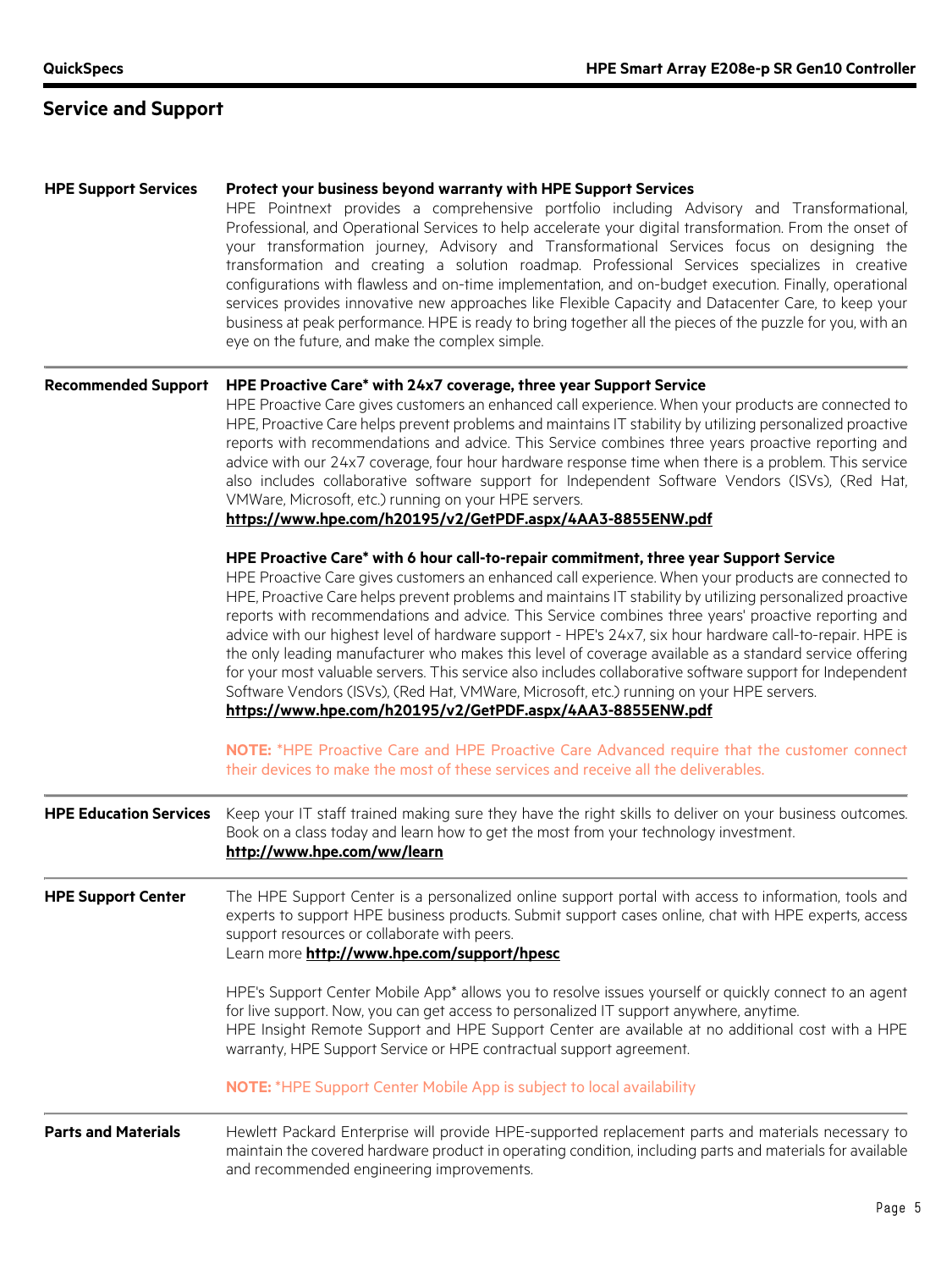## Service and Support

**HPE Support Services**

**Protect your business beyond warranty with HPE Support Services**

HPE Pointnext provides a comprehensive portfolio including Advisory and Transformational, Professional, and Operational Services to help accelerate your digital transformation. From the onset of your transformation journey, Advisory and Transformational Services focus on designing the transformation and creating a solution roadmap. Professional Services specializes in creative configurations with flawless and on-time implementation, and on-budget execution. Finally, operational services provides innovative new approaches like Flexible Capacity and Datacenter Care, to keep your business at peak performance. HPE is ready to bring together all the pieces of the puzzle for you, with an eye on the future, and make the complex simple.

**Recommended Support**

**HPE Proactive Care* with 24x7 coverage, three year Support Service**

HPE Proactive Care gives customers an enhanced call experience. When your products are connected to HPE, Proactive Care helps prevent problems and maintains IT stability by utilizing personalized proactive reports with recommendations and advice. This Service combines three years proactive reporting and advice with our 24x7 coverage, four hour hardware response time when there is a problem. This service also includes collaborative software support for Independent Software Vendors (ISVs), (Red Hat, VMWare, Microsoft, etc.) running on your HPE servers.
**https://www.hpe.com/h20195/v2/GetPDF.aspx/4AA3-8855ENW.pdf**

**HPE Proactive Care* with 6 hour call-to-repair commitment, three year Support Service**

HPE Proactive Care gives customers an enhanced call experience. When your products are connected to HPE, Proactive Care helps prevent problems and maintains IT stability by utilizing personalized proactive reports with recommendations and advice. This Service combines three years' proactive reporting and advice with our highest level of hardware support - HPE's 24x7, six hour hardware call-to-repair. HPE is the only leading manufacturer who makes this level of coverage available as a standard service offering for your most valuable servers. This service also includes collaborative software support for Independent Software Vendors (ISVs), (Red Hat, VMWare, Microsoft, etc.) running on your HPE servers.
**https://www.hpe.com/h20195/v2/GetPDF.aspx/4AA3-8855ENW.pdf**

**NOTE:** *HPE Proactive Care and HPE Proactive Care Advanced require that the customer connect their devices to make the most of these services and receive all the deliverables.

**HPE Education Services**

Keep your IT staff trained making sure they have the right skills to deliver on your business outcomes. Book on a class today and learn how to get the most from your technology investment.
**http://www.hpe.com/ww/learn**

**HPE Support Center**

The HPE Support Center is a personalized online support portal with access to information, tools and experts to support HPE business products. Submit support cases online, chat with HPE experts, access support resources or collaborate with peers.
Learn more **http://www.hpe.com/support/hpesc**

HPE's Support Center Mobile App* allows you to resolve issues yourself or quickly connect to an agent for live support. Now, you can get access to personalized IT support anywhere, anytime.
HPE Insight Remote Support and HPE Support Center are available at no additional cost with a HPE warranty, HPE Support Service or HPE contractual support agreement.

**NOTE:** *HPE Support Center Mobile App is subject to local availability

**Parts and Materials**

Hewlett Packard Enterprise will provide HPE-supported replacement parts and materials necessary to maintain the covered hardware product in operating condition, including parts and materials for available and recommended engineering improvements.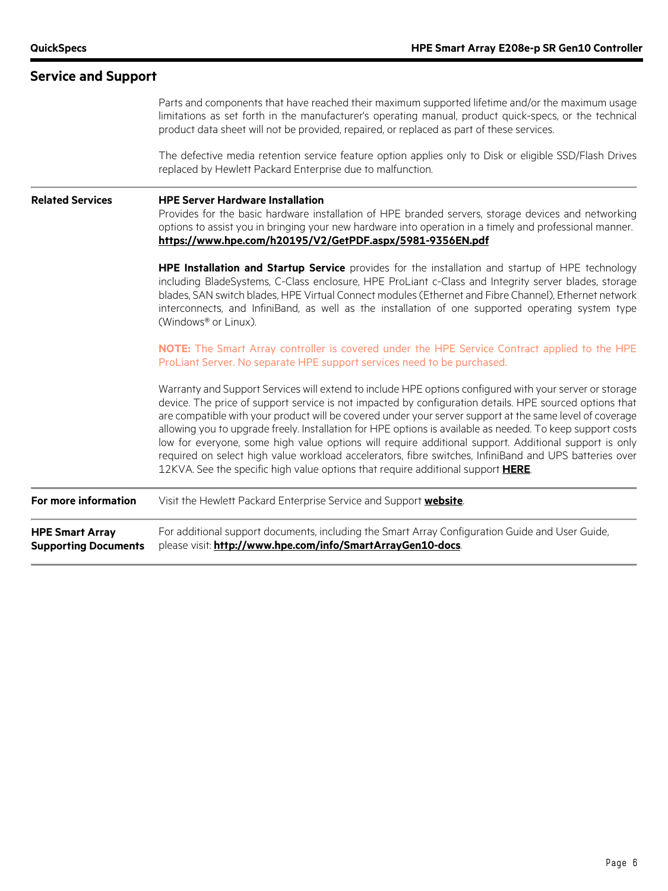## Service and Support

Parts and components that have reached their maximum supported lifetime and/or the maximum usage limitations as set forth in the manufacturer's operating manual, product quick-specs, or the technical product data sheet will not be provided, repaired, or replaced as part of these services.

The defective media retention service feature option applies only to Disk or eligible SSD/Flash Drives replaced by Hewlett Packard Enterprise due to malfunction.

**Related Services**

**HPE Server Hardware Installation**
Provides for the basic hardware installation of HPE branded servers, storage devices and networking options to assist you in bringing your new hardware into operation in a timely and professional manner.
**https://www.hpe.com/h20195/V2/GetPDF.aspx/5981-9356EN.pdf**

**HPE Installation and Startup Service** provides for the installation and startup of HPE technology including BladeSystems, C-Class enclosure, HPE ProLiant c-Class and Integrity server blades, storage blades, SAN switch blades, HPE Virtual Connect modules (Ethernet and Fibre Channel), Ethernet network interconnects, and InfiniBand, as well as the installation of one supported operating system type (Windows® or Linux).

**NOTE:** The Smart Array controller is covered under the HPE Service Contract applied to the HPE ProLiant Server. No separate HPE support services need to be purchased.

Warranty and Support Services will extend to include HPE options configured with your server or storage device. The price of support service is not impacted by configuration details. HPE sourced options that are compatible with your product will be covered under your server support at the same level of coverage allowing you to upgrade freely. Installation for HPE options is available as needed. To keep support costs low for everyone, some high value options will require additional support. Additional support is only required on select high value workload accelerators, fibre switches, InfiniBand and UPS batteries over 12KVA. See the specific high value options that require additional support **HERE**.

**For more information**

Visit the Hewlett Packard Enterprise Service and Support **website**.

**HPE Smart Array Supporting Documents**

For additional support documents, including the Smart Array Configuration Guide and User Guide, please visit: **http://www.hpe.com/info/SmartArrayGen10-docs**.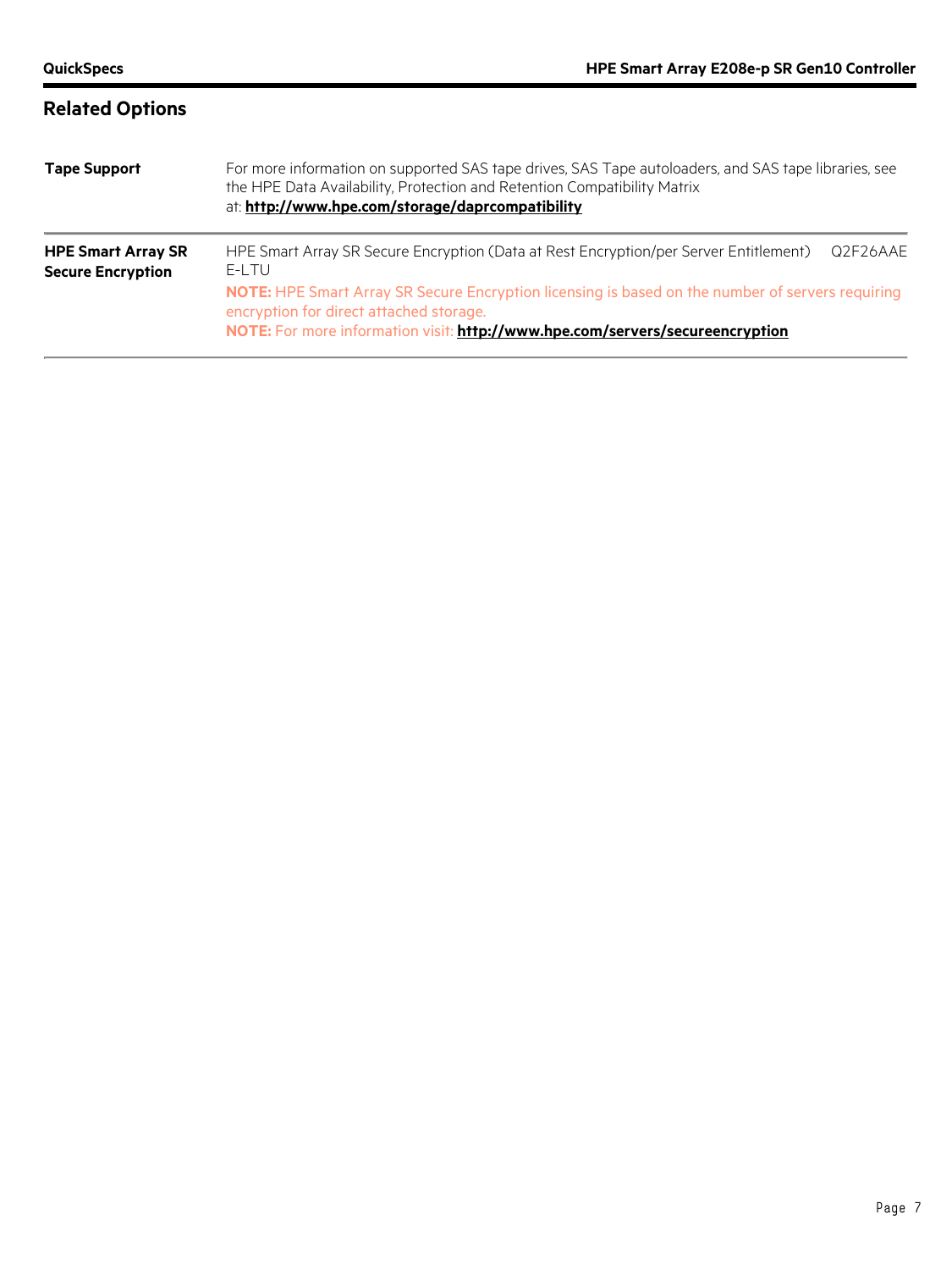## Related Options

| | |
|---|---|
| **Tape Support** | For more information on supported SAS tape drives, SAS Tape autoloaders, and SAS tape libraries, see the HPE Data Availability, Protection and Retention Compatibility Matrix at: **http://www.hpe.com/storage/daprcompatibility** |
| **HPE Smart Array SR Secure Encryption** | HPE Smart Array SR Secure Encryption (Data at Rest Encryption/per Server Entitlement) Q2F26AAE E-LTU<br>**NOTE:** HPE Smart Array SR Secure Encryption licensing is based on the number of servers requiring encryption for direct attached storage.<br>**NOTE:** For more information visit: **http://www.hpe.com/servers/secureencryption** |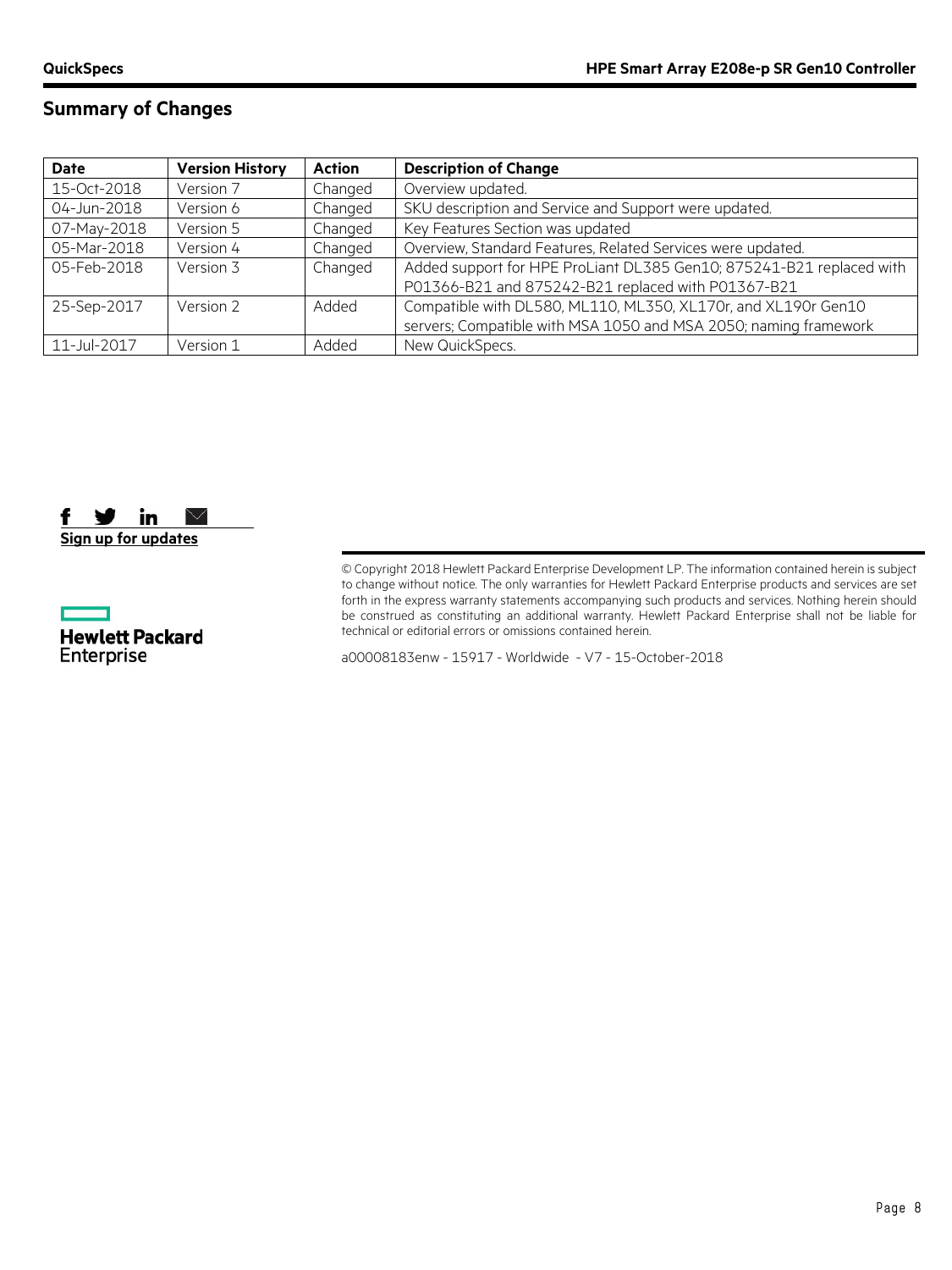## Summary of Changes

| Date | Version History | Action | Description of Change |
|---|---|---|---|
| 15-Oct-2018 | Version 7 | Changed | Overview updated. |
| 04-Jun-2018 | Version 6 | Changed | SKU description and Service and Support were updated. |
| 07-May-2018 | Version 5 | Changed | Key Features Section was updated |
| 05-Mar-2018 | Version 4 | Changed | Overview, Standard Features, Related Services were updated. |
| 05-Feb-2018 | Version 3 | Changed | Added support for HPE ProLiant DL385 Gen10; 875241-B21 replaced with P01366-B21 and 875242-B21 replaced with P01367-B21 |
| 25-Sep-2017 | Version 2 | Added | Compatible with DL580, ML110, ML350, XL170r, and XL190r Gen10 servers; Compatible with MSA 1050 and MSA 2050; naming framework |
| 11-Jul-2017 | Version 1 | Added | New QuickSpecs. |

**Sign up for updates**

Hewlett Packard Enterprise

© Copyright 2018 Hewlett Packard Enterprise Development LP. The information contained herein is subject to change without notice. The only warranties for Hewlett Packard Enterprise products and services are set forth in the express warranty statements accompanying such products and services. Nothing herein should be construed as constituting an additional warranty. Hewlett Packard Enterprise shall not be liable for technical or editorial errors or omissions contained herein.

a00008183enw - 15917 - Worldwide - V7 - 15-October-2018